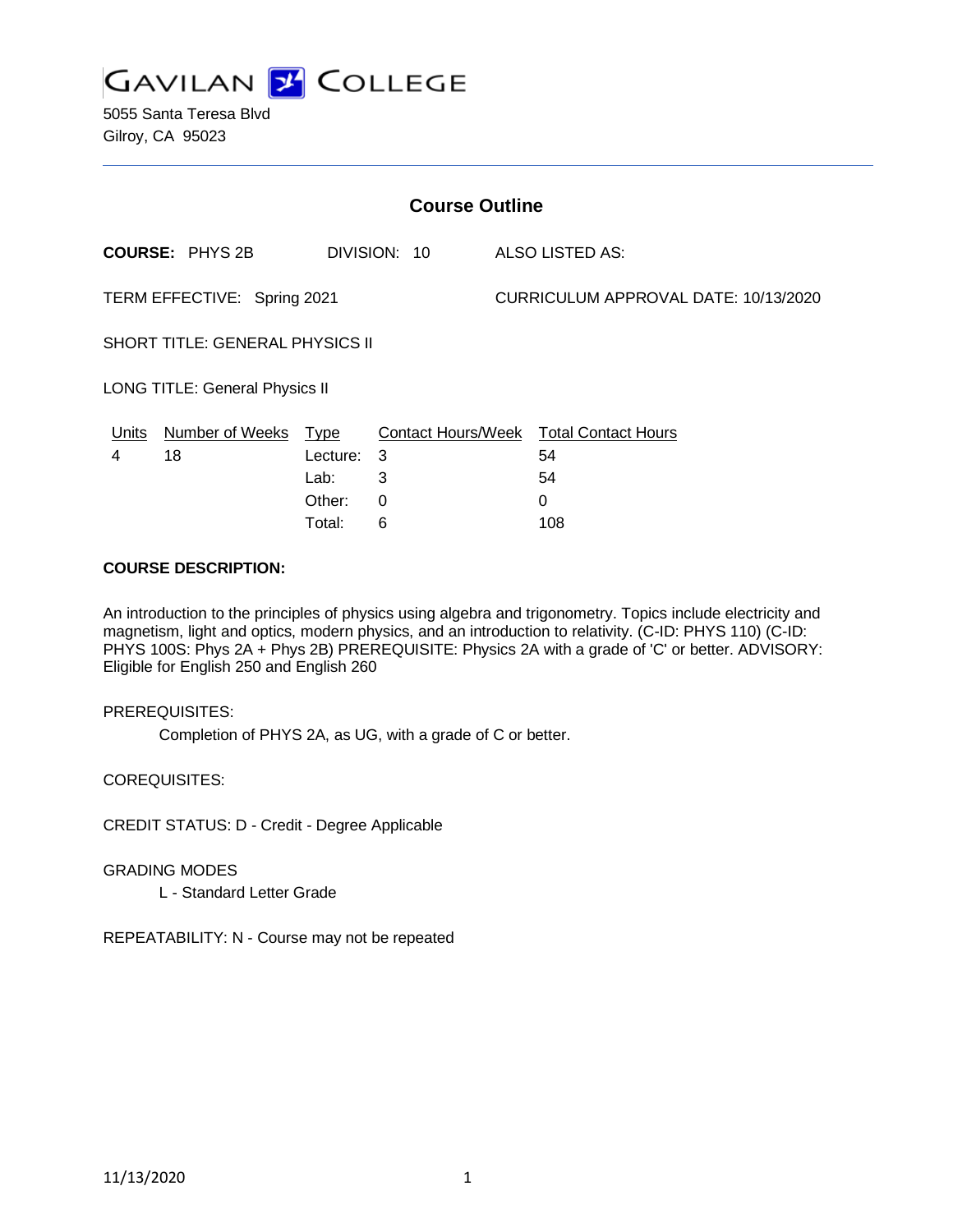# GAVILAN COLLEGE

5055 Santa Teresa Blvd
Gilroy, CA 95023

## Course Outline

**COURSE:** PHYS 2B    DIVISION: 10    ALSO LISTED AS:

TERM EFFECTIVE: Spring 2021    CURRICULUM APPROVAL DATE: 10/13/2020

SHORT TITLE: GENERAL PHYSICS II

LONG TITLE: General Physics II

| Units | Number of Weeks | Type | Contact Hours/Week | Total Contact Hours |
|---|---|---|---|---|
| 4 | 18 | Lecture: | 3 | 54 |
| | | Lab: | 3 | 54 |
| | | Other: | 0 | 0 |
| | | Total: | 6 | 108 |

**COURSE DESCRIPTION:**

An introduction to the principles of physics using algebra and trigonometry. Topics include electricity and magnetism, light and optics, modern physics, and an introduction to relativity. (C-ID: PHYS 110) (C-ID: PHYS 100S: Phys 2A + Phys 2B) PREREQUISITE: Physics 2A with a grade of 'C' or better. ADVISORY: Eligible for English 250 and English 260

PREREQUISITES:

Completion of PHYS 2A, as UG, with a grade of C or better.

COREQUISITES:

CREDIT STATUS: D - Credit - Degree Applicable

GRADING MODES

L - Standard Letter Grade

REPEATABILITY: N - Course may not be repeated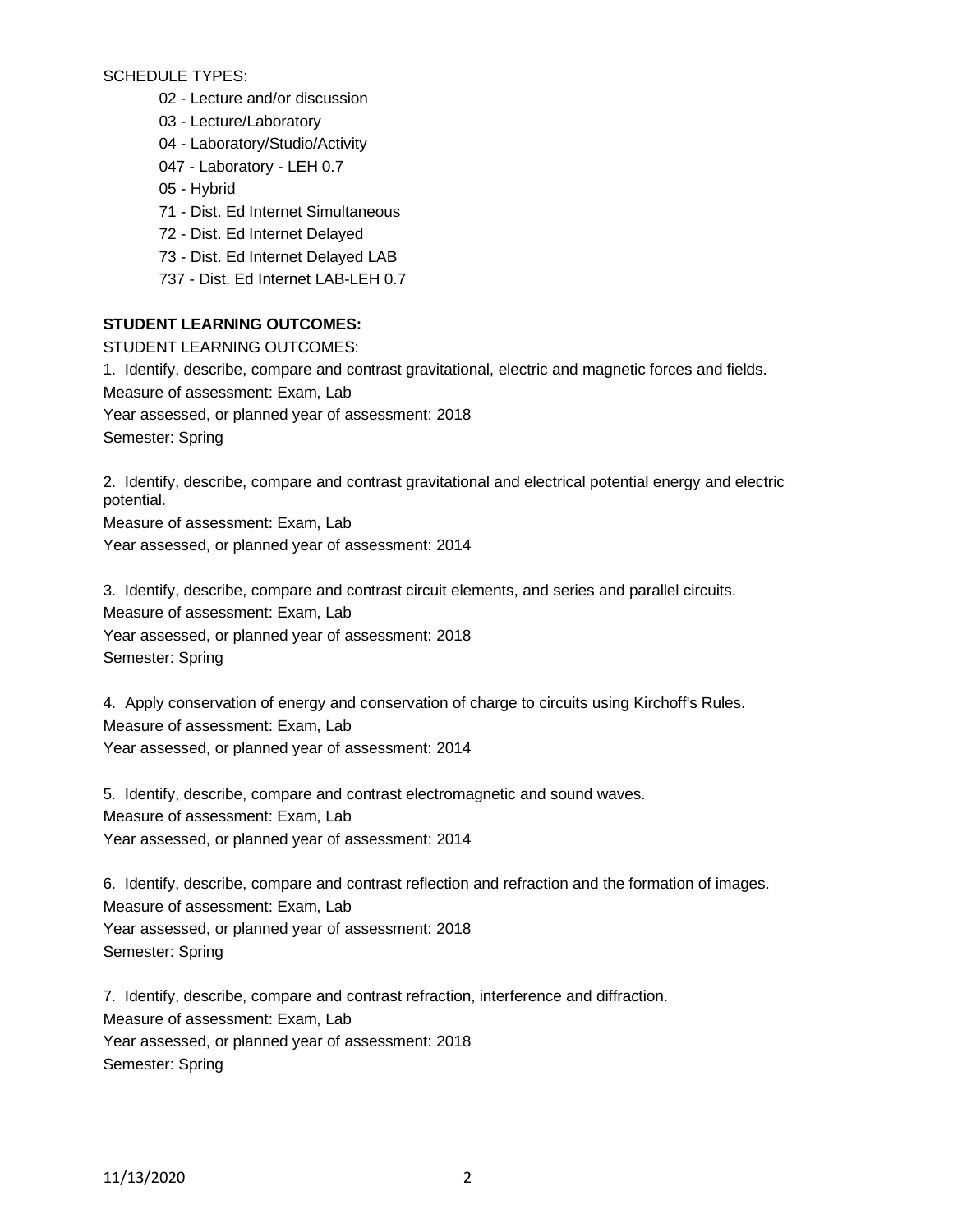SCHEDULE TYPES:

- 02 - Lecture and/or discussion
- 03 - Lecture/Laboratory
- 04 - Laboratory/Studio/Activity
- 047 - Laboratory - LEH 0.7
- 05 - Hybrid
- 71 - Dist. Ed Internet Simultaneous
- 72 - Dist. Ed Internet Delayed
- 73 - Dist. Ed Internet Delayed LAB
- 737 - Dist. Ed Internet LAB-LEH 0.7

**STUDENT LEARNING OUTCOMES:**

STUDENT LEARNING OUTCOMES:

1. Identify, describe, compare and contrast gravitational, electric and magnetic forces and fields.
Measure of assessment: Exam, Lab
Year assessed, or planned year of assessment: 2018
Semester: Spring

2. Identify, describe, compare and contrast gravitational and electrical potential energy and electric potential.
Measure of assessment: Exam, Lab
Year assessed, or planned year of assessment: 2014

3. Identify, describe, compare and contrast circuit elements, and series and parallel circuits.
Measure of assessment: Exam, Lab
Year assessed, or planned year of assessment: 2018
Semester: Spring

4. Apply conservation of energy and conservation of charge to circuits using Kirchoff's Rules.
Measure of assessment: Exam, Lab
Year assessed, or planned year of assessment: 2014

5. Identify, describe, compare and contrast electromagnetic and sound waves.
Measure of assessment: Exam, Lab
Year assessed, or planned year of assessment: 2014

6. Identify, describe, compare and contrast reflection and refraction and the formation of images.
Measure of assessment: Exam, Lab
Year assessed, or planned year of assessment: 2018
Semester: Spring

7. Identify, describe, compare and contrast refraction, interference and diffraction.
Measure of assessment: Exam, Lab
Year assessed, or planned year of assessment: 2018
Semester: Spring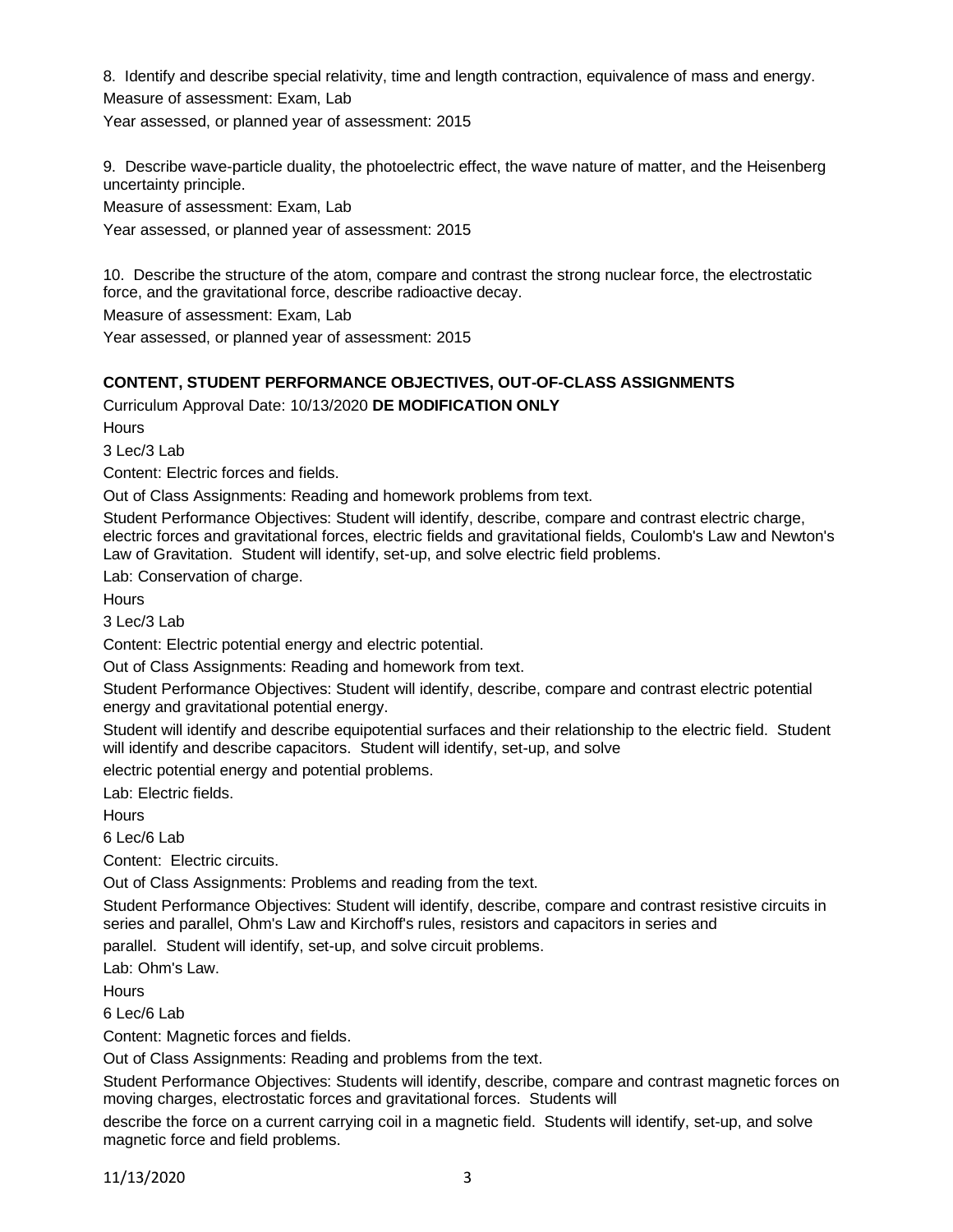8. Identify and describe special relativity, time and length contraction, equivalence of mass and energy.

Measure of assessment: Exam, Lab

Year assessed, or planned year of assessment: 2015

9. Describe wave-particle duality, the photoelectric effect, the wave nature of matter, and the Heisenberg uncertainty principle.

Measure of assessment: Exam, Lab

Year assessed, or planned year of assessment: 2015

10. Describe the structure of the atom, compare and contrast the strong nuclear force, the electrostatic force, and the gravitational force, describe radioactive decay.

Measure of assessment: Exam, Lab

Year assessed, or planned year of assessment: 2015

**CONTENT, STUDENT PERFORMANCE OBJECTIVES, OUT-OF-CLASS ASSIGNMENTS**

Curriculum Approval Date: 10/13/2020 **DE MODIFICATION ONLY**

Hours

3 Lec/3 Lab

Content: Electric forces and fields.

Out of Class Assignments: Reading and homework problems from text.

Student Performance Objectives: Student will identify, describe, compare and contrast electric charge, electric forces and gravitational forces, electric fields and gravitational fields, Coulomb's Law and Newton's Law of Gravitation. Student will identify, set-up, and solve electric field problems.

Lab: Conservation of charge.

Hours

3 Lec/3 Lab

Content: Electric potential energy and electric potential.

Out of Class Assignments: Reading and homework from text.

Student Performance Objectives: Student will identify, describe, compare and contrast electric potential energy and gravitational potential energy.

Student will identify and describe equipotential surfaces and their relationship to the electric field. Student will identify and describe capacitors. Student will identify, set-up, and solve electric potential energy and potential problems.

Lab: Electric fields.

Hours

6 Lec/6 Lab

Content: Electric circuits.

Out of Class Assignments: Problems and reading from the text.

Student Performance Objectives: Student will identify, describe, compare and contrast resistive circuits in series and parallel, Ohm's Law and Kirchoff's rules, resistors and capacitors in series and parallel. Student will identify, set-up, and solve circuit problems.

Lab: Ohm's Law.

Hours

6 Lec/6 Lab

Content: Magnetic forces and fields.

Out of Class Assignments: Reading and problems from the text.

Student Performance Objectives: Students will identify, describe, compare and contrast magnetic forces on moving charges, electrostatic forces and gravitational forces. Students will describe the force on a current carrying coil in a magnetic field. Students will identify, set-up, and solve magnetic force and field problems.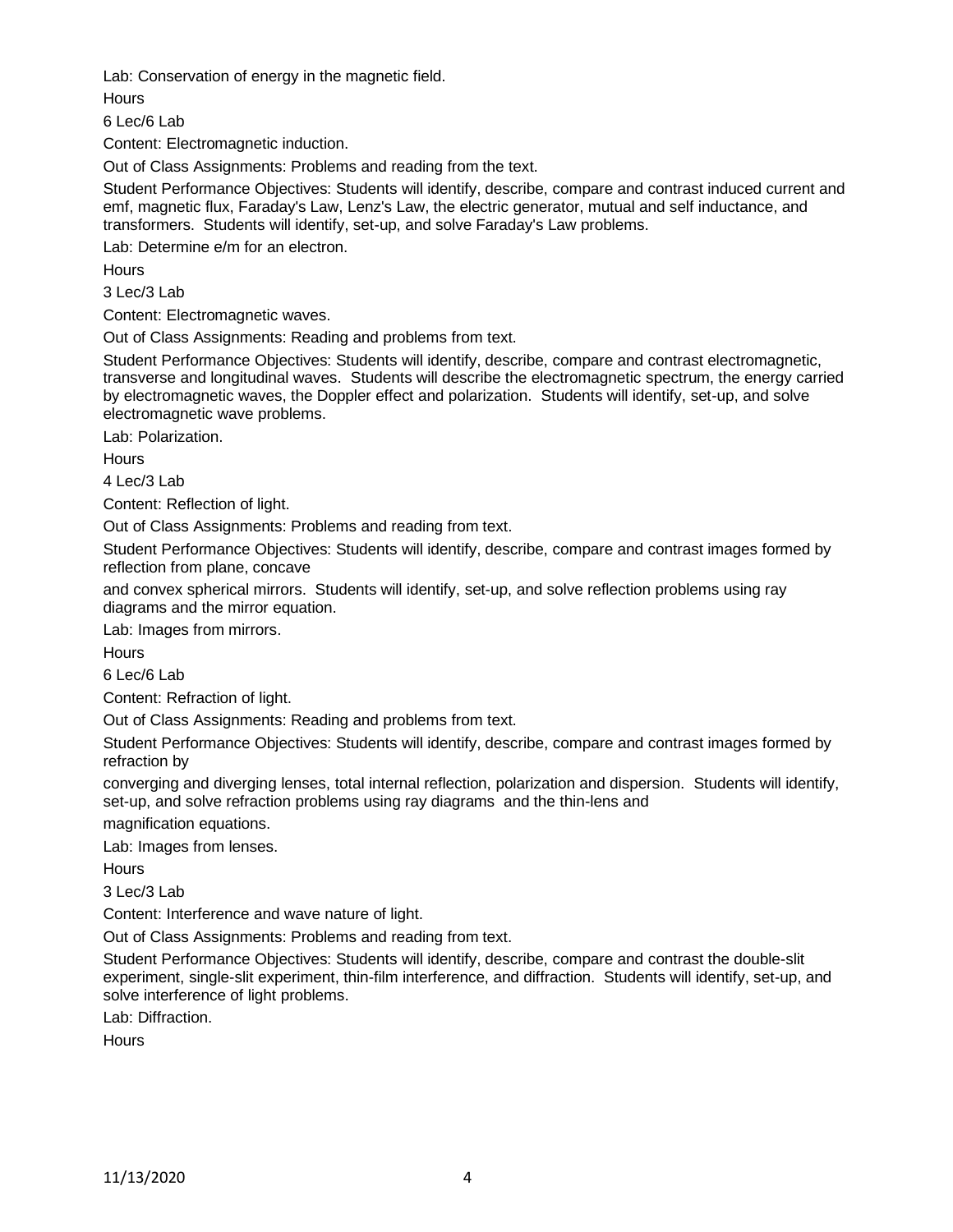Lab: Conservation of energy in the magnetic field.

Hours

6 Lec/6 Lab

Content: Electromagnetic induction.

Out of Class Assignments: Problems and reading from the text.

Student Performance Objectives: Students will identify, describe, compare and contrast induced current and emf, magnetic flux, Faraday's Law, Lenz's Law, the electric generator, mutual and self inductance, and transformers. Students will identify, set-up, and solve Faraday's Law problems.

Lab: Determine e/m for an electron.

Hours

3 Lec/3 Lab

Content: Electromagnetic waves.

Out of Class Assignments: Reading and problems from text.

Student Performance Objectives: Students will identify, describe, compare and contrast electromagnetic, transverse and longitudinal waves. Students will describe the electromagnetic spectrum, the energy carried by electromagnetic waves, the Doppler effect and polarization. Students will identify, set-up, and solve electromagnetic wave problems.

Lab: Polarization.

Hours

4 Lec/3 Lab

Content: Reflection of light.

Out of Class Assignments: Problems and reading from text.

Student Performance Objectives: Students will identify, describe, compare and contrast images formed by reflection from plane, concave
and convex spherical mirrors. Students will identify, set-up, and solve reflection problems using ray diagrams and the mirror equation.

Lab: Images from mirrors.

Hours

6 Lec/6 Lab

Content: Refraction of light.

Out of Class Assignments: Reading and problems from text.

Student Performance Objectives: Students will identify, describe, compare and contrast images formed by refraction by
converging and diverging lenses, total internal reflection, polarization and dispersion. Students will identify, set-up, and solve refraction problems using ray diagrams and the thin-lens and
magnification equations.

Lab: Images from lenses.

Hours

3 Lec/3 Lab

Content: Interference and wave nature of light.

Out of Class Assignments: Problems and reading from text.

Student Performance Objectives: Students will identify, describe, compare and contrast the double-slit experiment, single-slit experiment, thin-film interference, and diffraction. Students will identify, set-up, and solve interference of light problems.

Lab: Diffraction.

Hours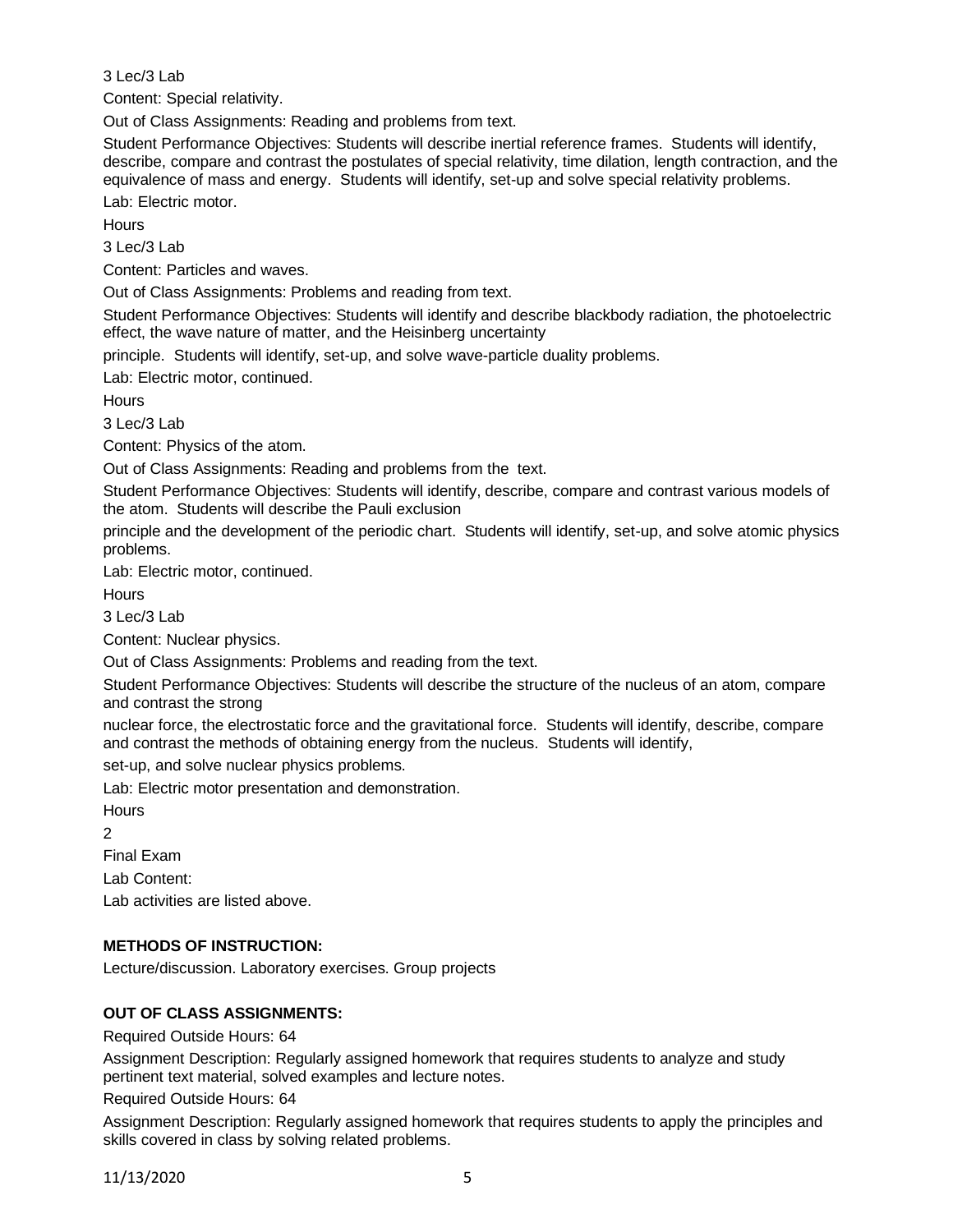3 Lec/3 Lab

Content: Special relativity.

Out of Class Assignments: Reading and problems from text.

Student Performance Objectives: Students will describe inertial reference frames. Students will identify, describe, compare and contrast the postulates of special relativity, time dilation, length contraction, and the equivalence of mass and energy. Students will identify, set-up and solve special relativity problems.

Lab: Electric motor.

Hours

3 Lec/3 Lab

Content: Particles and waves.

Out of Class Assignments: Problems and reading from text.

Student Performance Objectives: Students will identify and describe blackbody radiation, the photoelectric effect, the wave nature of matter, and the Heisinberg uncertainty principle. Students will identify, set-up, and solve wave-particle duality problems.

Lab: Electric motor, continued.

Hours

3 Lec/3 Lab

Content: Physics of the atom.

Out of Class Assignments: Reading and problems from the text.

Student Performance Objectives: Students will identify, describe, compare and contrast various models of the atom. Students will describe the Pauli exclusion principle and the development of the periodic chart. Students will identify, set-up, and solve atomic physics problems.

Lab: Electric motor, continued.

Hours

3 Lec/3 Lab

Content: Nuclear physics.

Out of Class Assignments: Problems and reading from the text.

Student Performance Objectives: Students will describe the structure of the nucleus of an atom, compare and contrast the strong nuclear force, the electrostatic force and the gravitational force. Students will identify, describe, compare and contrast the methods of obtaining energy from the nucleus. Students will identify, set-up, and solve nuclear physics problems.

Lab: Electric motor presentation and demonstration.

Hours

2

Final Exam

Lab Content:

Lab activities are listed above.

**METHODS OF INSTRUCTION:**

Lecture/discussion. Laboratory exercises. Group projects

**OUT OF CLASS ASSIGNMENTS:**

Required Outside Hours: 64

Assignment Description: Regularly assigned homework that requires students to analyze and study pertinent text material, solved examples and lecture notes.

Required Outside Hours: 64

Assignment Description: Regularly assigned homework that requires students to apply the principles and skills covered in class by solving related problems.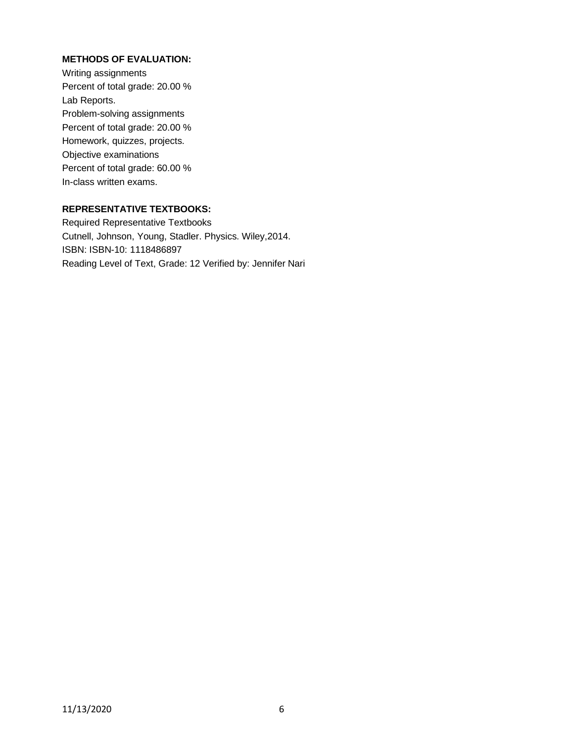**METHODS OF EVALUATION:**

Writing assignments
Percent of total grade: 20.00 %
Lab Reports.
Problem-solving assignments
Percent of total grade: 20.00 %
Homework, quizzes, projects.
Objective examinations
Percent of total grade: 60.00 %
In-class written exams.

**REPRESENTATIVE TEXTBOOKS:**

Required Representative Textbooks
Cutnell, Johnson, Young, Stadler. Physics. Wiley,2014.
ISBN: ISBN-10: 1118486897
Reading Level of Text, Grade: 12 Verified by: Jennifer Nari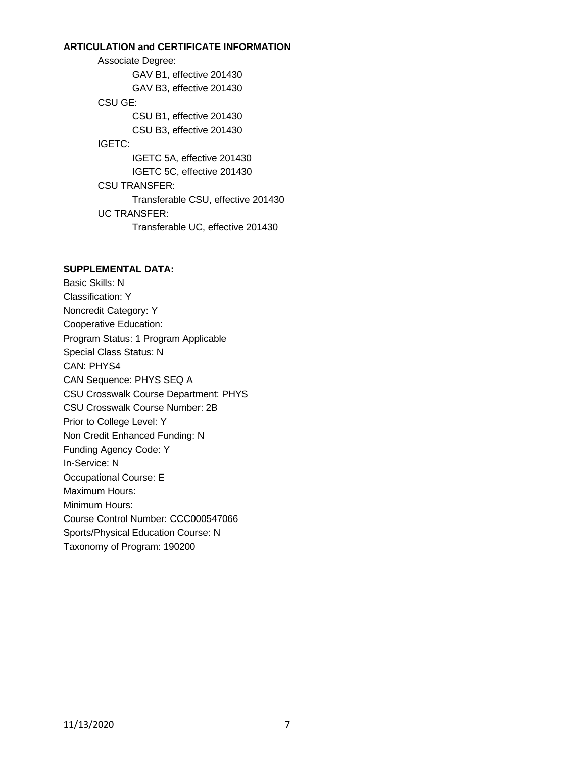**ARTICULATION and CERTIFICATE INFORMATION**

Associate Degree:

- GAV B1, effective 201430
- GAV B3, effective 201430

CSU GE:

- CSU B1, effective 201430
- CSU B3, effective 201430

IGETC:

- IGETC 5A, effective 201430
- IGETC 5C, effective 201430

CSU TRANSFER:

- Transferable CSU, effective 201430

UC TRANSFER:

- Transferable UC, effective 201430

**SUPPLEMENTAL DATA:**

Basic Skills: N
Classification: Y
Noncredit Category: Y
Cooperative Education:
Program Status: 1 Program Applicable
Special Class Status: N
CAN: PHYS4
CAN Sequence: PHYS SEQ A
CSU Crosswalk Course Department: PHYS
CSU Crosswalk Course Number: 2B
Prior to College Level: Y
Non Credit Enhanced Funding: N
Funding Agency Code: Y
In-Service: N
Occupational Course: E
Maximum Hours:
Minimum Hours:
Course Control Number: CCC000547066
Sports/Physical Education Course: N
Taxonomy of Program: 190200